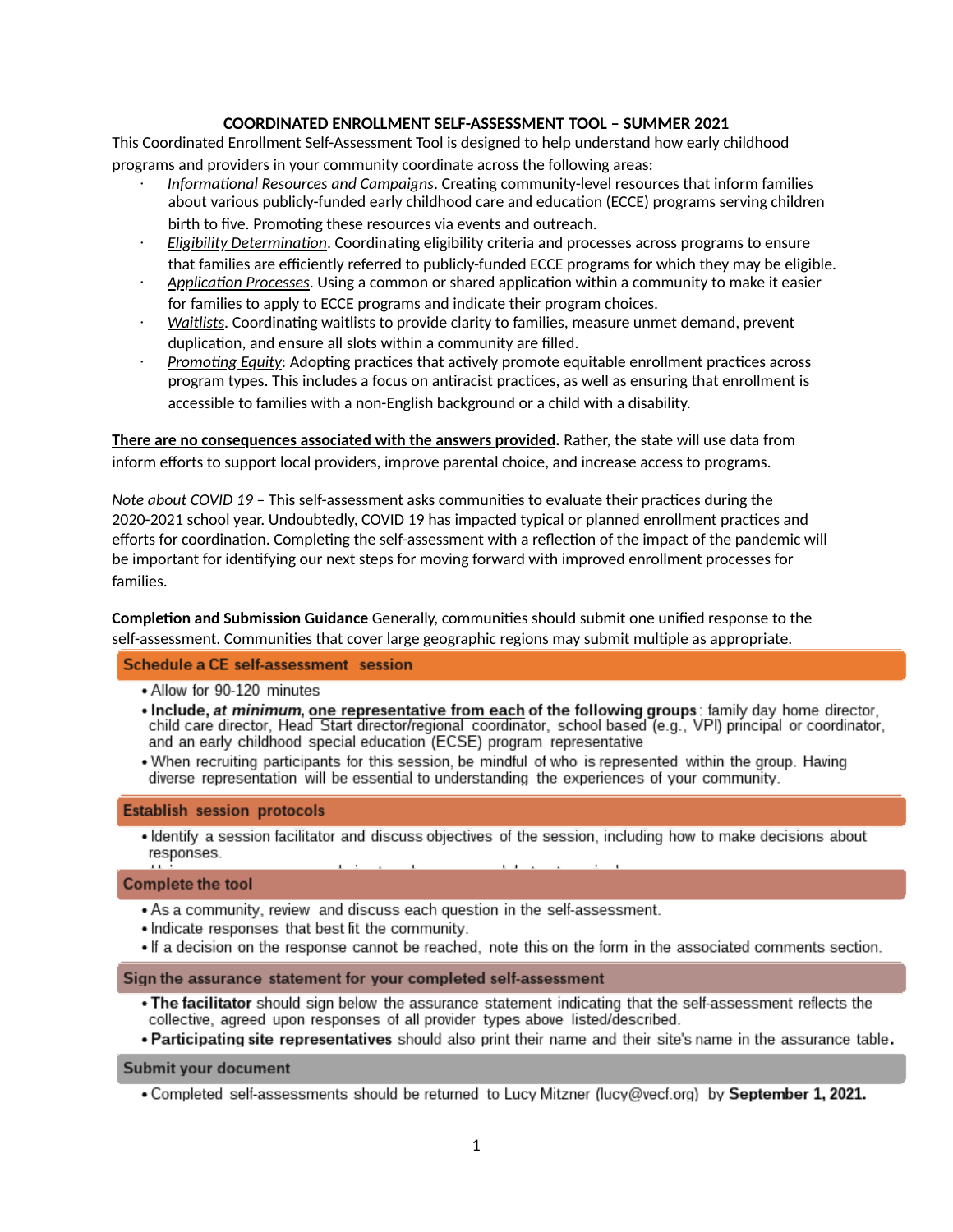# COORDINATED ENROLLMENT SELF-ASSESSMENT TOOL – SUMMER 2021

This Coordinated Enrollment Self-Assessment Tool is designed to help understand how early childhood programs and providers in your community coordinate across the following areas:

- *Informational Resources and Campaigns*. Creating community-level resources that inform families about various publicly-funded early childhood care and education (ECCE) programs serving children birth to five. Promoting these resources via events and outreach.
- *Eligibility Determination*. Coordinating eligibility criteria and processes across programs to ensure that families are efficiently referred to publicly-funded ECCE programs for which they may be eligible.
- *Application Processes*. Using a common or shared application within a community to make it easier for families to apply to ECCE programs and indicate their program choices.
- *Waitlists*. Coordinating waitlists to provide clarity to families, measure unmet demand, prevent duplication, and ensure all slots within a community are filled.
- *Promoting Equity*: Adopting practices that actively promote equitable enrollment practices across program types. This includes a focus on antiracist practices, as well as ensuring that enrollment is accessible to families with a non-English background or a child with a disability.

**There are no consequences associated with the answers provided.** Rather, the state will use data from inform efforts to support local providers, improve parental choice, and increase access to programs.

*Note about COVID 19* – This self-assessment asks communities to evaluate their practices during the 2020-2021 school year. Undoubtedly, COVID 19 has impacted typical or planned enrollment practices and efforts for coordination. Completing the self-assessment with a reflection of the impact of the pandemic will be important for identifying our next steps for moving forward with improved enrollment processes for families.

**Completion and Submission Guidance** Generally, communities should submit one unified response to the self-assessment. Communities that cover large geographic regions may submit multiple as appropriate.

### Schedule a CE self-assessment session

- Allow for 90-120 minutes
- **Include, *at minimum*, one representative from each of the following groups**: family day home director, child care director, Head Start director/regional coordinator, school based (e.g., VPI) principal or coordinator, and an early childhood special education (ECSE) program representative
- When recruiting participants for this session, be mindful of who is represented within the group. Having diverse representation will be essential to understanding the experiences of your community.

### Establish session protocols

- Identify a session facilitator and discuss objectives of the session, including how to make decisions about responses.

### Complete the tool

- As a community, review and discuss each question in the self-assessment.
- Indicate responses that best fit the community.
- If a decision on the response cannot be reached, note this on the form in the associated comments section.

### Sign the assurance statement for your completed self-assessment

- **The facilitator** should sign below the assurance statement indicating that the self-assessment reflects the collective, agreed upon responses of all provider types above listed/described.
- **Participating site representatives** should also print their name and their site's name in the assurance table.

### Submit your document

- Completed self-assessments should be returned to Lucy Mitzner (lucy@vecf.org) by **September 1, 2021.**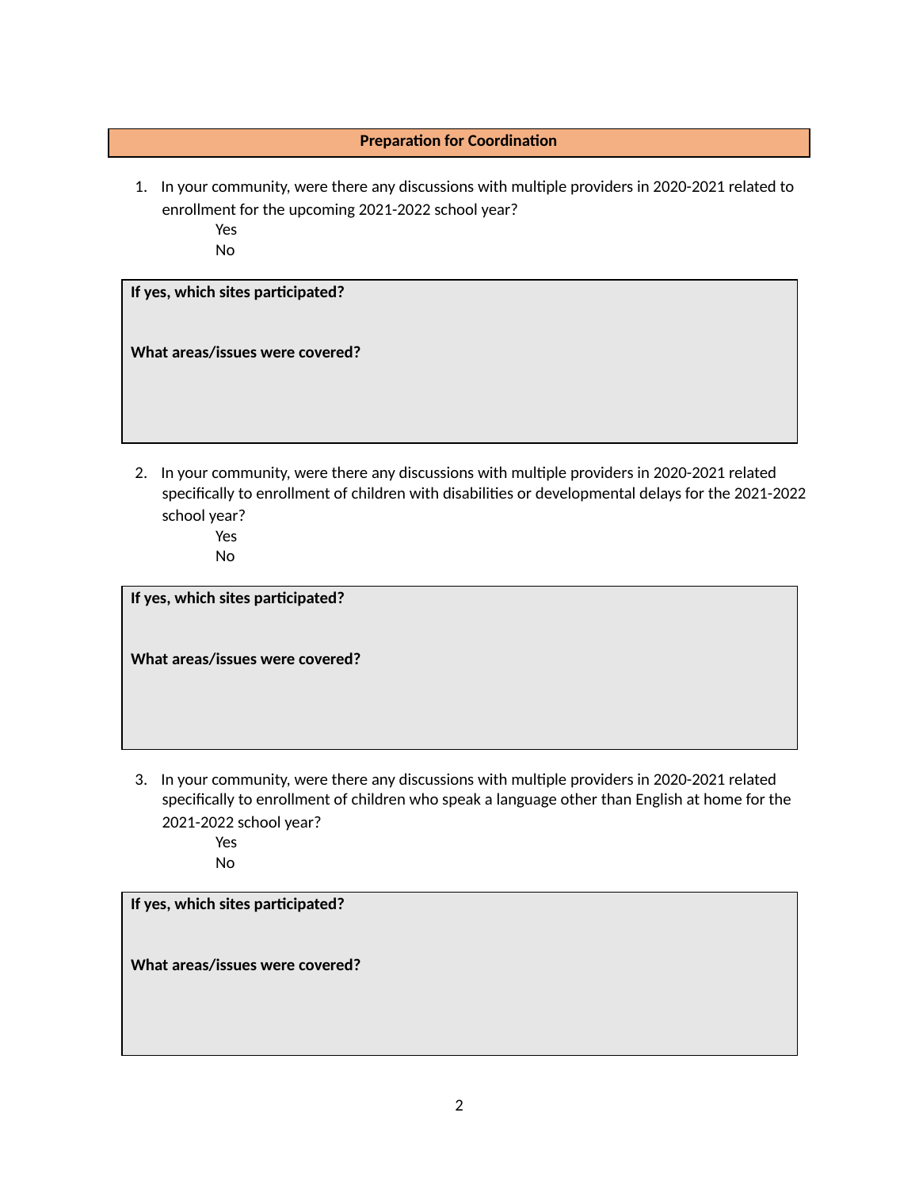## Preparation for Coordination

1. In your community, were there any discussions with multiple providers in 2020-2021 related to enrollment for the upcoming 2021-2022 school year?

   Yes

   No

**If yes, which sites participated?**

**What areas/issues were covered?**

2. In your community, were there any discussions with multiple providers in 2020-2021 related specifically to enrollment of children with disabilities or developmental delays for the 2021-2022 school year?

   Yes

   No

**If yes, which sites participated?**

**What areas/issues were covered?**

3. In your community, were there any discussions with multiple providers in 2020-2021 related specifically to enrollment of children who speak a language other than English at home for the 2021-2022 school year?

   Yes

   No

**If yes, which sites participated?**

**What areas/issues were covered?**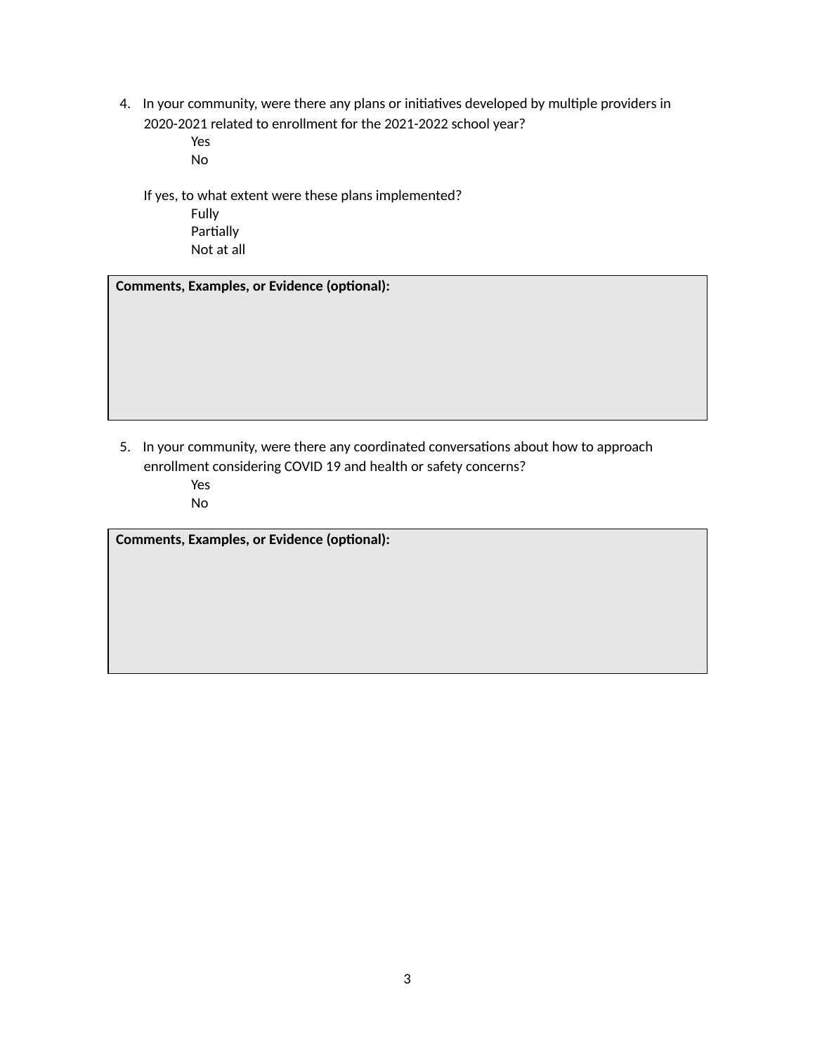4. In your community, were there any plans or initiatives developed by multiple providers in 2020-2021 related to enrollment for the 2021-2022 school year?

   Yes
   
   No

   If yes, to what extent were these plans implemented?

   Fully
   
   Partially
   
   Not at all

| **Comments, Examples, or Evidence (optional):** |
| --- |
| |

5. In your community, were there any coordinated conversations about how to approach enrollment considering COVID 19 and health or safety concerns?

   Yes
   
   No

| **Comments, Examples, or Evidence (optional):** |
| --- |
| |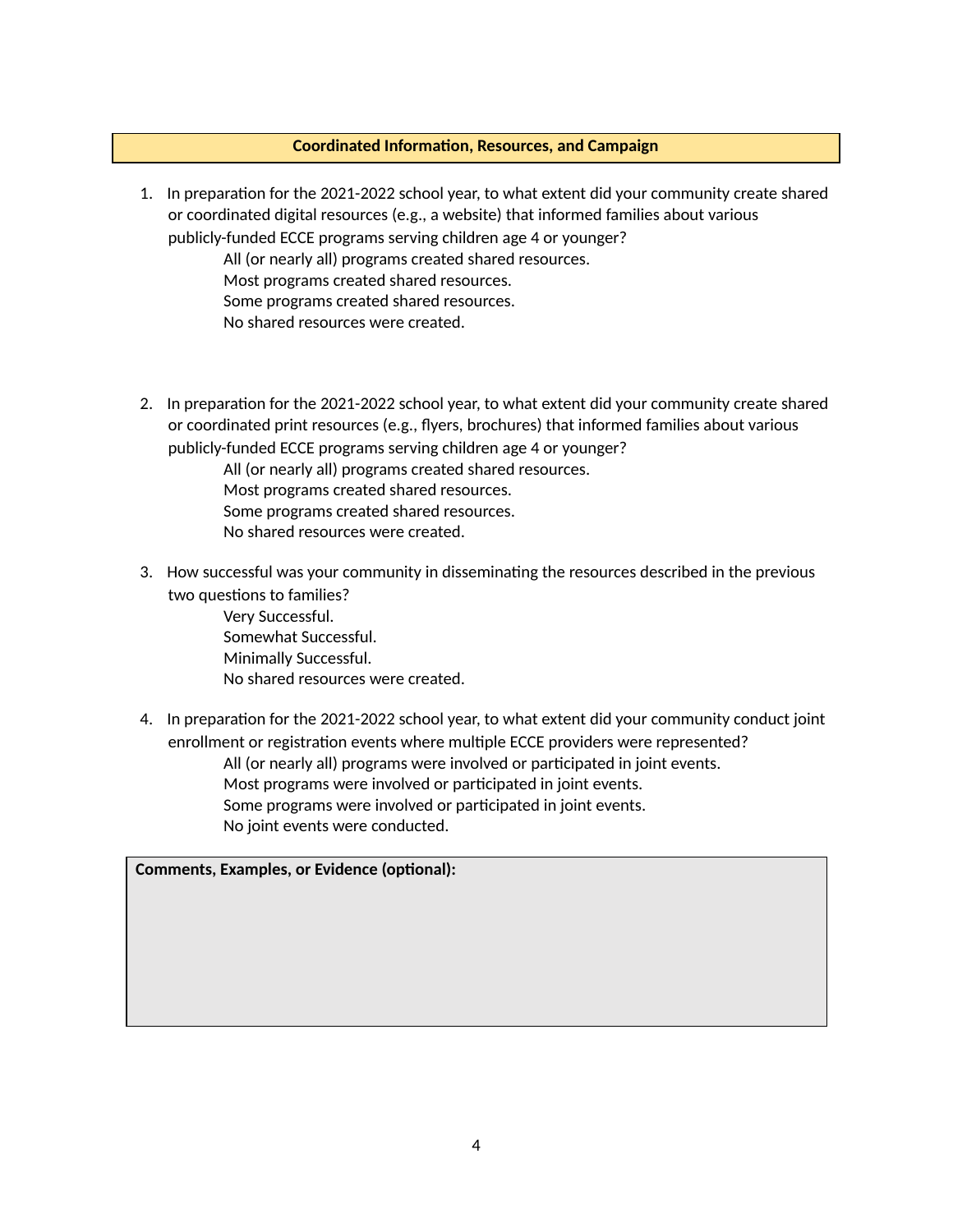**Coordinated Information, Resources, and Campaign**

1. In preparation for the 2021-2022 school year, to what extent did your community create shared or coordinated digital resources (e.g., a website) that informed families about various publicly-funded ECCE programs serving children age 4 or younger?
   - All (or nearly all) programs created shared resources.
   - Most programs created shared resources.
   - Some programs created shared resources.
   - No shared resources were created.

2. In preparation for the 2021-2022 school year, to what extent did your community create shared or coordinated print resources (e.g., flyers, brochures) that informed families about various publicly-funded ECCE programs serving children age 4 or younger?
   - All (or nearly all) programs created shared resources.
   - Most programs created shared resources.
   - Some programs created shared resources.
   - No shared resources were created.

3. How successful was your community in disseminating the resources described in the previous two questions to families?
   - Very Successful.
   - Somewhat Successful.
   - Minimally Successful.
   - No shared resources were created.

4. In preparation for the 2021-2022 school year, to what extent did your community conduct joint enrollment or registration events where multiple ECCE providers were represented?
   - All (or nearly all) programs were involved or participated in joint events.
   - Most programs were involved or participated in joint events.
   - Some programs were involved or participated in joint events.
   - No joint events were conducted.

**Comments, Examples, or Evidence (optional):**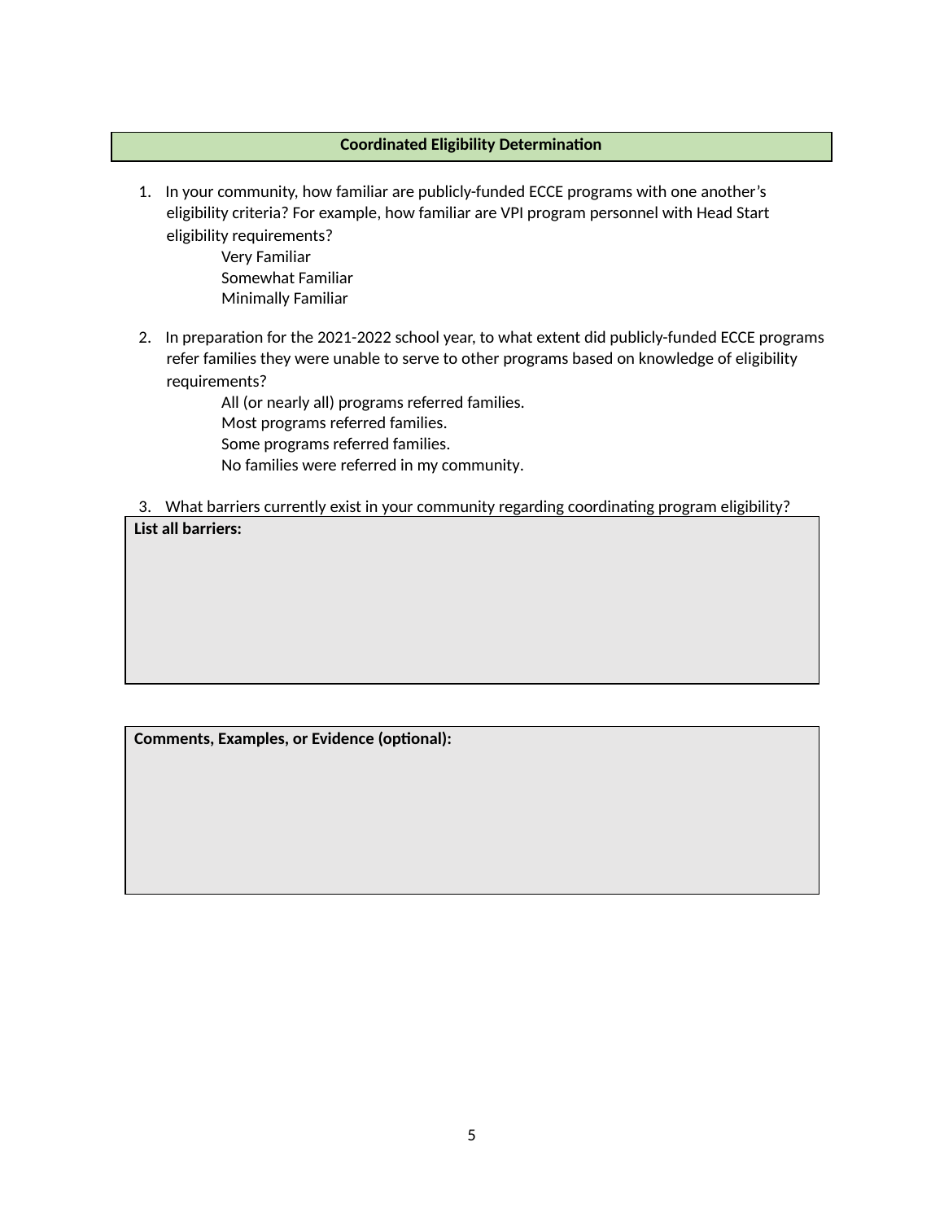**Coordinated Eligibility Determination**

1. In your community, how familiar are publicly-funded ECCE programs with one another's eligibility criteria? For example, how familiar are VPI program personnel with Head Start eligibility requirements?
   - Very Familiar
   - Somewhat Familiar
   - Minimally Familiar

2. In preparation for the 2021-2022 school year, to what extent did publicly-funded ECCE programs refer families they were unable to serve to other programs based on knowledge of eligibility requirements?
   - All (or nearly all) programs referred families.
   - Most programs referred families.
   - Some programs referred families.
   - No families were referred in my community.

3. What barriers currently exist in your community regarding coordinating program eligibility?

| **List all barriers:** |
| --- |
| |

| **Comments, Examples, or Evidence (optional):** |
| --- |
| |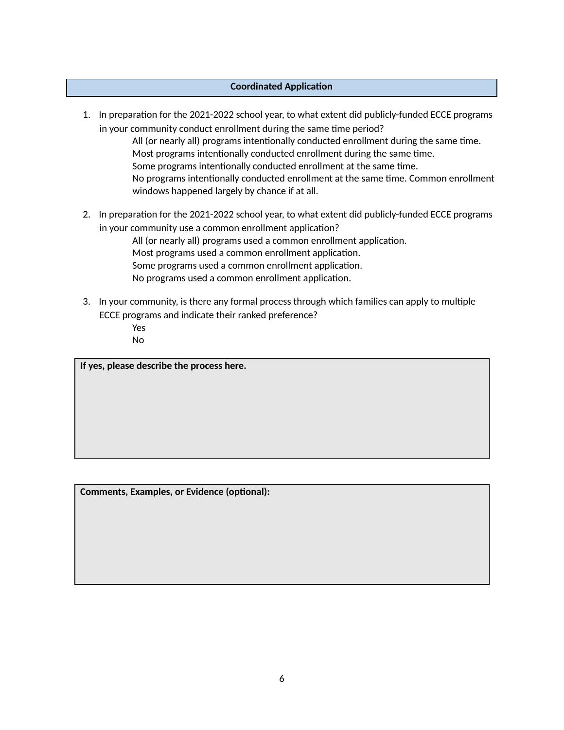## Coordinated Application

1. In preparation for the 2021-2022 school year, to what extent did publicly-funded ECCE programs in your community conduct enrollment during the same time period?
   - All (or nearly all) programs intentionally conducted enrollment during the same time.
   - Most programs intentionally conducted enrollment during the same time.
   - Some programs intentionally conducted enrollment at the same time.
   - No programs intentionally conducted enrollment at the same time. Common enrollment windows happened largely by chance if at all.

2. In preparation for the 2021-2022 school year, to what extent did publicly-funded ECCE programs in your community use a common enrollment application?
   - All (or nearly all) programs used a common enrollment application.
   - Most programs used a common enrollment application.
   - Some programs used a common enrollment application.
   - No programs used a common enrollment application.

3. In your community, is there any formal process through which families can apply to multiple ECCE programs and indicate their ranked preference?
   - Yes
   - No

| **If yes, please describe the process here.** |
| --- |
| |

| **Comments, Examples, or Evidence (optional):** |
| --- |
| |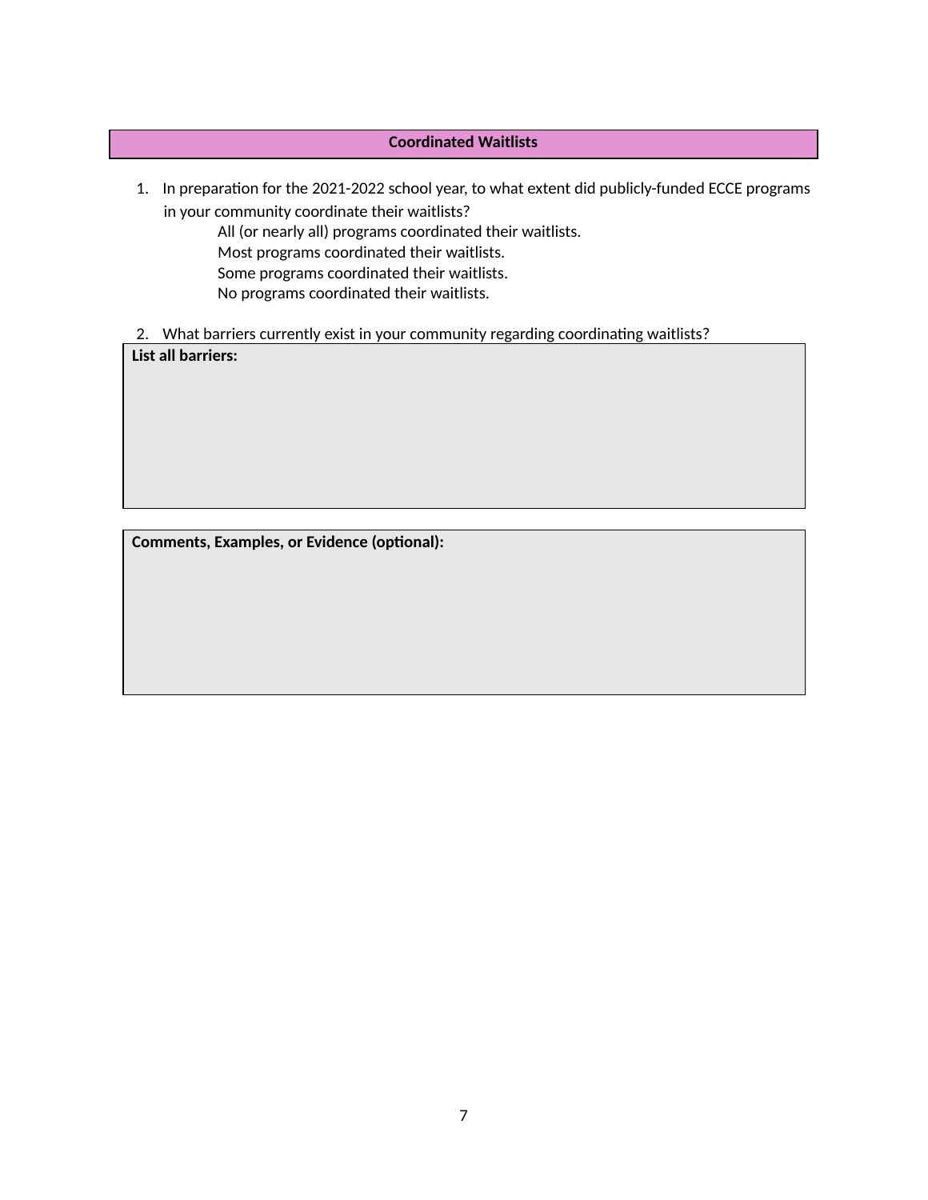## Coordinated Waitlists

1. In preparation for the 2021-2022 school year, to what extent did publicly-funded ECCE programs in your community coordinate their waitlists?
   - All (or nearly all) programs coordinated their waitlists.
   - Most programs coordinated their waitlists.
   - Some programs coordinated their waitlists.
   - No programs coordinated their waitlists.

2. What barriers currently exist in your community regarding coordinating waitlists?

| **List all barriers:** |
| --- |
| |

| **Comments, Examples, or Evidence (optional):** |
| --- |
| |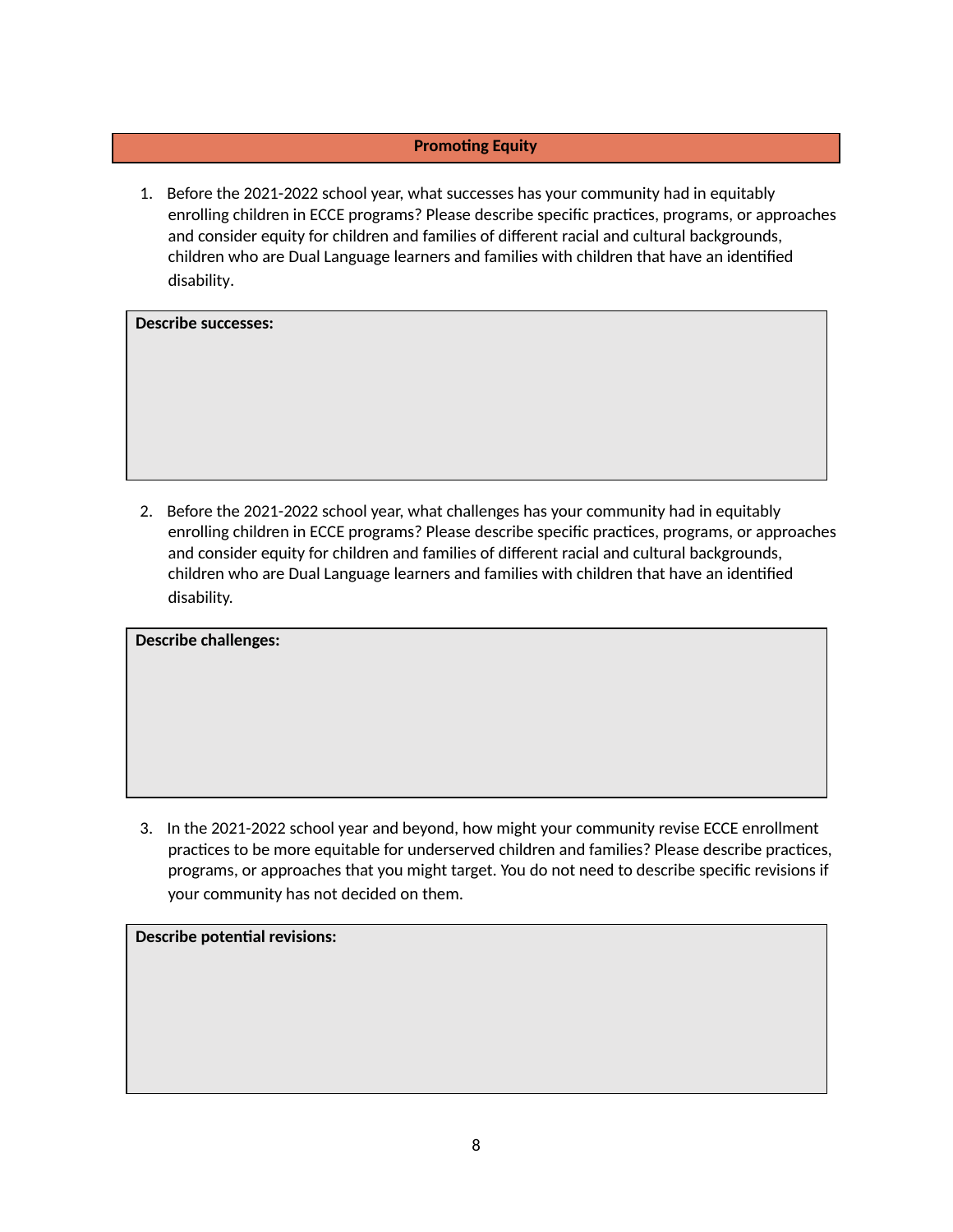## Promoting Equity

1. Before the 2021-2022 school year, what successes has your community had in equitably enrolling children in ECCE programs? Please describe specific practices, programs, or approaches and consider equity for children and families of different racial and cultural backgrounds, children who are Dual Language learners and families with children that have an identified disability.

| **Describe successes:** |
|---|
| |

2. Before the 2021-2022 school year, what challenges has your community had in equitably enrolling children in ECCE programs? Please describe specific practices, programs, or approaches and consider equity for children and families of different racial and cultural backgrounds, children who are Dual Language learners and families with children that have an identified disability.

| **Describe challenges:** |
|---|
| |

3. In the 2021-2022 school year and beyond, how might your community revise ECCE enrollment practices to be more equitable for underserved children and families? Please describe practices, programs, or approaches that you might target. You do not need to describe specific revisions if your community has not decided on them.

| **Describe potential revisions:** |
|---|
| |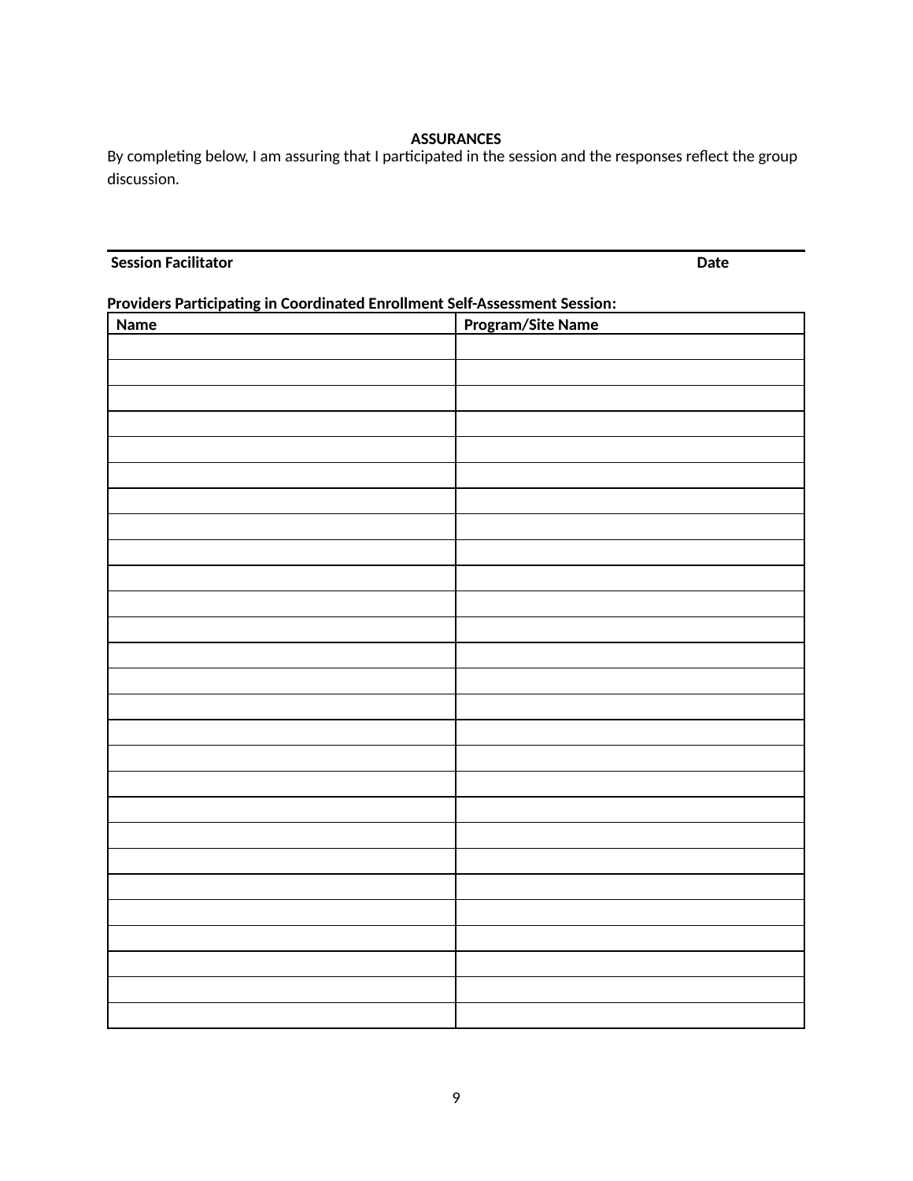**ASSURANCES**

By completing below, I am assuring that I participated in the session and the responses reflect the group discussion.

**Session Facilitator** **Date**

**Providers Participating in Coordinated Enrollment Self-Assessment Session:**

| Name | Program/Site Name |
|---|---|
| | |
| | |
| | |
| | |
| | |
| | |
| | |
| | |
| | |
| | |
| | |
| | |
| | |
| | |
| | |
| | |
| | |
| | |
| | |
| | |
| | |
| | |
| | |
| | |
| | |
| | |
| | |